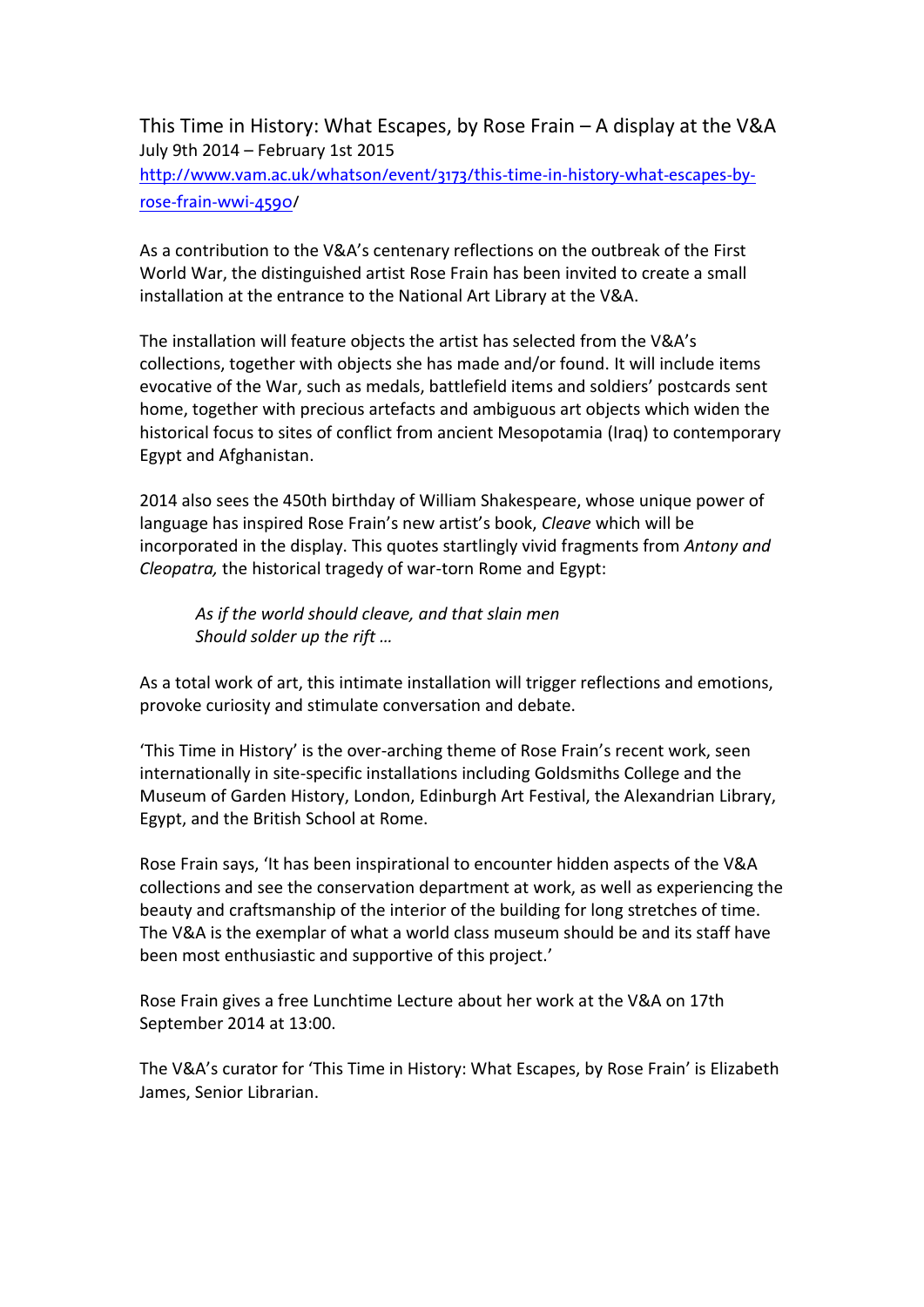# This Time in History: What Escapes, by Rose Frain – A display at the V&A

July 9th 2014 – February 1st 2015

[http://www.vam.ac.uk/whatson/event/3173/this-time-in-history-what-escapes-by-rose-frain-wwi-4590](http://www.vam.ac.uk/whatson/event/3173/this-time-in-history-what-escapes-by-rose-frain-wwi-4590)/

As a contribution to the V&A's centenary reflections on the outbreak of the First World War, the distinguished artist Rose Frain has been invited to create a small installation at the entrance to the National Art Library at the V&A.

The installation will feature objects the artist has selected from the V&A's collections, together with objects she has made and/or found. It will include items evocative of the War, such as medals, battlefield items and soldiers' postcards sent home, together with precious artefacts and ambiguous art objects which widen the historical focus to sites of conflict from ancient Mesopotamia (Iraq) to contemporary Egypt and Afghanistan.

2014 also sees the 450th birthday of William Shakespeare, whose unique power of language has inspired Rose Frain's new artist's book, *Cleave* which will be incorporated in the display. This quotes startlingly vivid fragments from *Antony and Cleopatra,* the historical tragedy of war-torn Rome and Egypt:

> *As if the world should cleave, and that slain men*
> *Should solder up the rift …*

As a total work of art, this intimate installation will trigger reflections and emotions, provoke curiosity and stimulate conversation and debate.

'This Time in History' is the over-arching theme of Rose Frain's recent work, seen internationally in site-specific installations including Goldsmiths College and the Museum of Garden History, London, Edinburgh Art Festival, the Alexandrian Library, Egypt, and the British School at Rome.

Rose Frain says, 'It has been inspirational to encounter hidden aspects of the V&A collections and see the conservation department at work, as well as experiencing the beauty and craftsmanship of the interior of the building for long stretches of time. The V&A is the exemplar of what a world class museum should be and its staff have been most enthusiastic and supportive of this project.'

Rose Frain gives a free Lunchtime Lecture about her work at the V&A on 17th September 2014 at 13:00.

The V&A's curator for 'This Time in History: What Escapes, by Rose Frain' is Elizabeth James, Senior Librarian.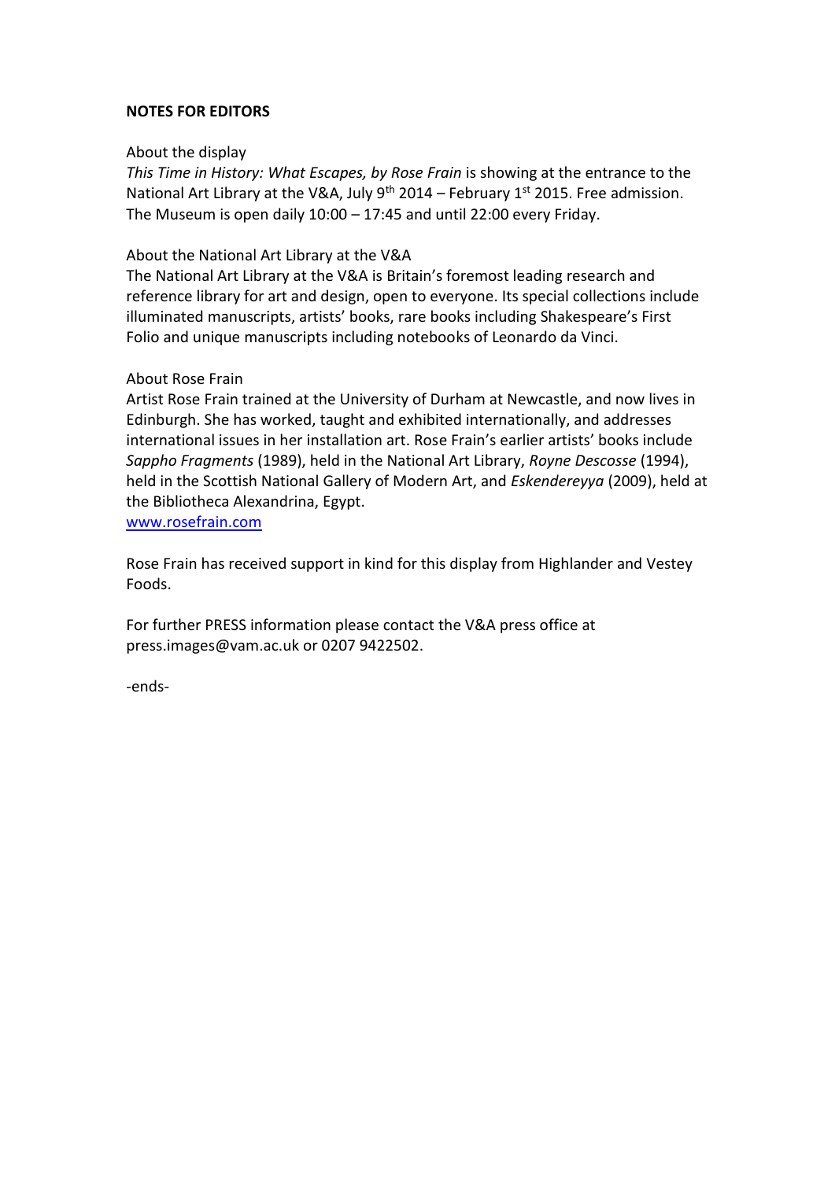**NOTES FOR EDITORS**

About the display

*This Time in History: What Escapes, by Rose Frain* is showing at the entrance to the National Art Library at the V&A, July 9th 2014 – February 1st 2015. Free admission. The Museum is open daily 10:00 – 17:45 and until 22:00 every Friday.

About the National Art Library at the V&A

The National Art Library at the V&A is Britain's foremost leading research and reference library for art and design, open to everyone. Its special collections include illuminated manuscripts, artists' books, rare books including Shakespeare's First Folio and unique manuscripts including notebooks of Leonardo da Vinci.

About Rose Frain

Artist Rose Frain trained at the University of Durham at Newcastle, and now lives in Edinburgh. She has worked, taught and exhibited internationally, and addresses international issues in her installation art. Rose Frain's earlier artists' books include *Sappho Fragments* (1989), held in the National Art Library, *Royne Descosse* (1994), held in the Scottish National Gallery of Modern Art, and *Eskendereyya* (2009), held at the Bibliotheca Alexandrina, Egypt.

[www.rosefrain.com](http://www.rosefrain.com)

Rose Frain has received support in kind for this display from Highlander and Vestey Foods.

For further PRESS information please contact the V&A press office at press.images@vam.ac.uk or 0207 9422502.

-ends-